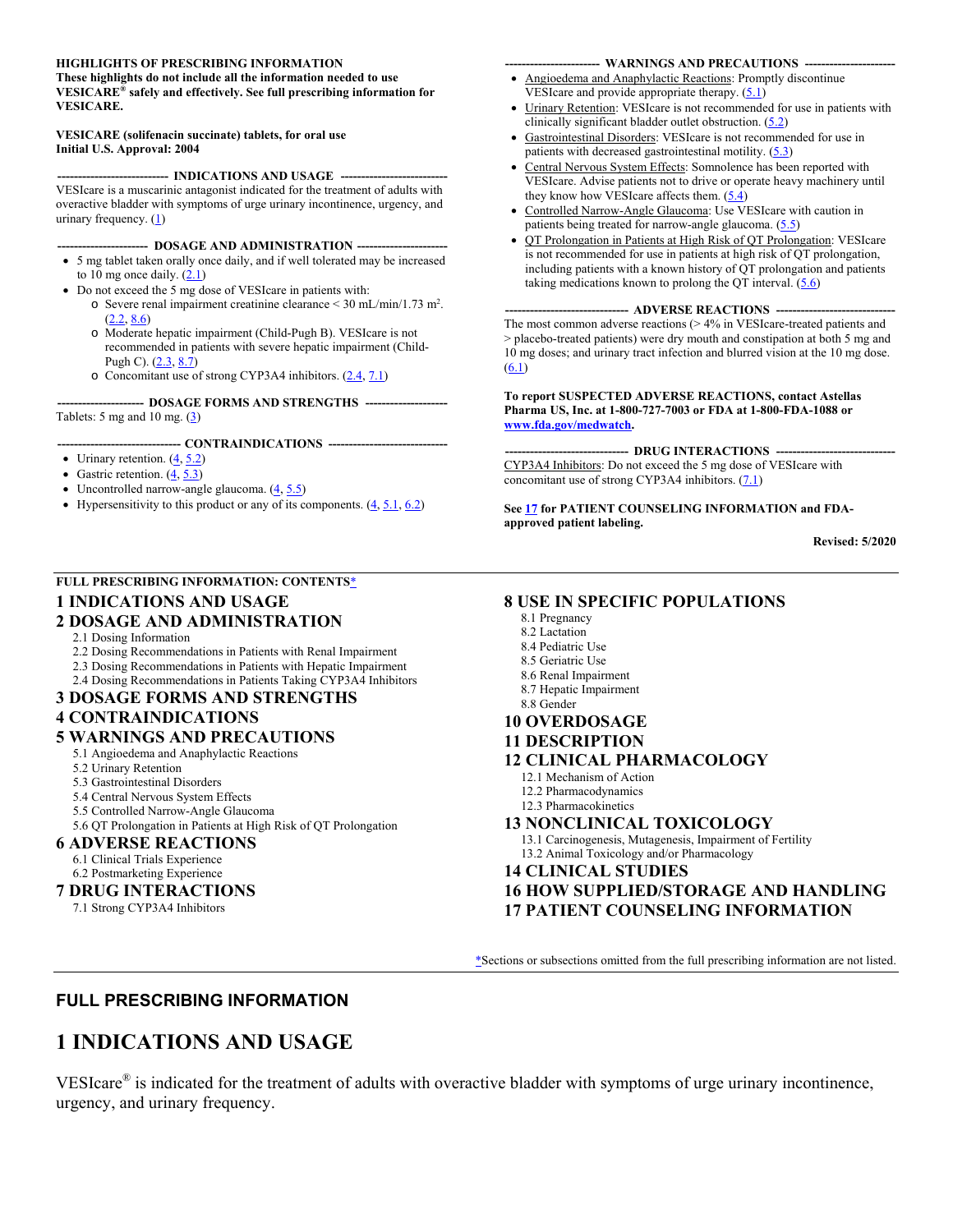**HIGHLIGHTS OF PRESCRIBING INFORMATION**
**These highlights do not include all the information needed to use VESICARE® safely and effectively. See full prescribing information for VESICARE.**

**VESICARE (solifenacin succinate) tablets, for oral use**
**Initial U.S. Approval: 2004**

**INDICATIONS AND USAGE**

VESIcare is a muscarinic antagonist indicated for the treatment of adults with overactive bladder with symptoms of urge urinary incontinence, urgency, and urinary frequency. (1)

**DOSAGE AND ADMINISTRATION**

- 5 mg tablet taken orally once daily, and if well tolerated may be increased to 10 mg once daily. (2.1)
- Do not exceed the 5 mg dose of VESIcare in patients with:
  - Severe renal impairment creatinine clearance < 30 mL/min/1.73 $m^2$. (2.2, 8.6)
  - Moderate hepatic impairment (Child-Pugh B). VESIcare is not recommended in patients with severe hepatic impairment (Child-Pugh C). (2.3, 8.7)
  - Concomitant use of strong CYP3A4 inhibitors. (2.4, 7.1)

**DOSAGE FORMS AND STRENGTHS**

Tablets: 5 mg and 10 mg. (3)

**CONTRAINDICATIONS**

- Urinary retention. (4, 5.2)
- Gastric retention. (4, 5.3)
- Uncontrolled narrow-angle glaucoma. (4, 5.5)
- Hypersensitivity to this product or any of its components. (4, 5.1, 6.2)

**WARNINGS AND PRECAUTIONS**

- Angioedema and Anaphylactic Reactions: Promptly discontinue VESIcare and provide appropriate therapy. (5.1)
- Urinary Retention: VESIcare is not recommended for use in patients with clinically significant bladder outlet obstruction. (5.2)
- Gastrointestinal Disorders: VESIcare is not recommended for use in patients with decreased gastrointestinal motility. (5.3)
- Central Nervous System Effects: Somnolence has been reported with VESIcare. Advise patients not to drive or operate heavy machinery until they know how VESIcare affects them. (5.4)
- Controlled Narrow-Angle Glaucoma: Use VESIcare with caution in patients being treated for narrow-angle glaucoma. (5.5)
- QT Prolongation in Patients at High Risk of QT Prolongation: VESIcare is not recommended for use in patients at high risk of QT prolongation, including patients with a known history of QT prolongation and patients taking medications known to prolong the QT interval. (5.6)

**ADVERSE REACTIONS**

The most common adverse reactions (> 4% in VESIcare-treated patients and > placebo-treated patients) were dry mouth and constipation at both 5 mg and 10 mg doses; and urinary tract infection and blurred vision at the 10 mg dose. (6.1)

**To report SUSPECTED ADVERSE REACTIONS, contact Astellas Pharma US, Inc. at 1-800-727-7003 or FDA at 1-800-FDA-1088 or www.fda.gov/medwatch.**

**DRUG INTERACTIONS**

CYP3A4 Inhibitors: Do not exceed the 5 mg dose of VESIcare with concomitant use of strong CYP3A4 inhibitors. (7.1)

**See 17 for PATIENT COUNSELING INFORMATION and FDA-approved patient labeling.**

**Revised: 5/2020**

---

**FULL PRESCRIBING INFORMATION: CONTENTS***

**1 INDICATIONS AND USAGE**
**2 DOSAGE AND ADMINISTRATION**
- 2.1 Dosing Information
- 2.2 Dosing Recommendations in Patients with Renal Impairment
- 2.3 Dosing Recommendations in Patients with Hepatic Impairment
- 2.4 Dosing Recommendations in Patients Taking CYP3A4 Inhibitors

**3 DOSAGE FORMS AND STRENGTHS**
**4 CONTRAINDICATIONS**
**5 WARNINGS AND PRECAUTIONS**
- 5.1 Angioedema and Anaphylactic Reactions
- 5.2 Urinary Retention
- 5.3 Gastrointestinal Disorders
- 5.4 Central Nervous System Effects
- 5.5 Controlled Narrow-Angle Glaucoma
- 5.6 QT Prolongation in Patients at High Risk of QT Prolongation

**6 ADVERSE REACTIONS**
- 6.1 Clinical Trials Experience
- 6.2 Postmarketing Experience

**7 DRUG INTERACTIONS**
- 7.1 Strong CYP3A4 Inhibitors

**8 USE IN SPECIFIC POPULATIONS**
- 8.1 Pregnancy
- 8.2 Lactation
- 8.4 Pediatric Use
- 8.5 Geriatric Use
- 8.6 Renal Impairment
- 8.7 Hepatic Impairment
- 8.8 Gender

**10 OVERDOSAGE**
**11 DESCRIPTION**
**12 CLINICAL PHARMACOLOGY**
- 12.1 Mechanism of Action
- 12.2 Pharmacodynamics
- 12.3 Pharmacokinetics

**13 NONCLINICAL TOXICOLOGY**
- 13.1 Carcinogenesis, Mutagenesis, Impairment of Fertility
- 13.2 Animal Toxicology and/or Pharmacology

**14 CLINICAL STUDIES**
**16 HOW SUPPLIED/STORAGE AND HANDLING**
**17 PATIENT COUNSELING INFORMATION**

*Sections or subsections omitted from the full prescribing information are not listed.

---

## FULL PRESCRIBING INFORMATION

# 1 INDICATIONS AND USAGE

VESIcare® is indicated for the treatment of adults with overactive bladder with symptoms of urge urinary incontinence, urgency, and urinary frequency.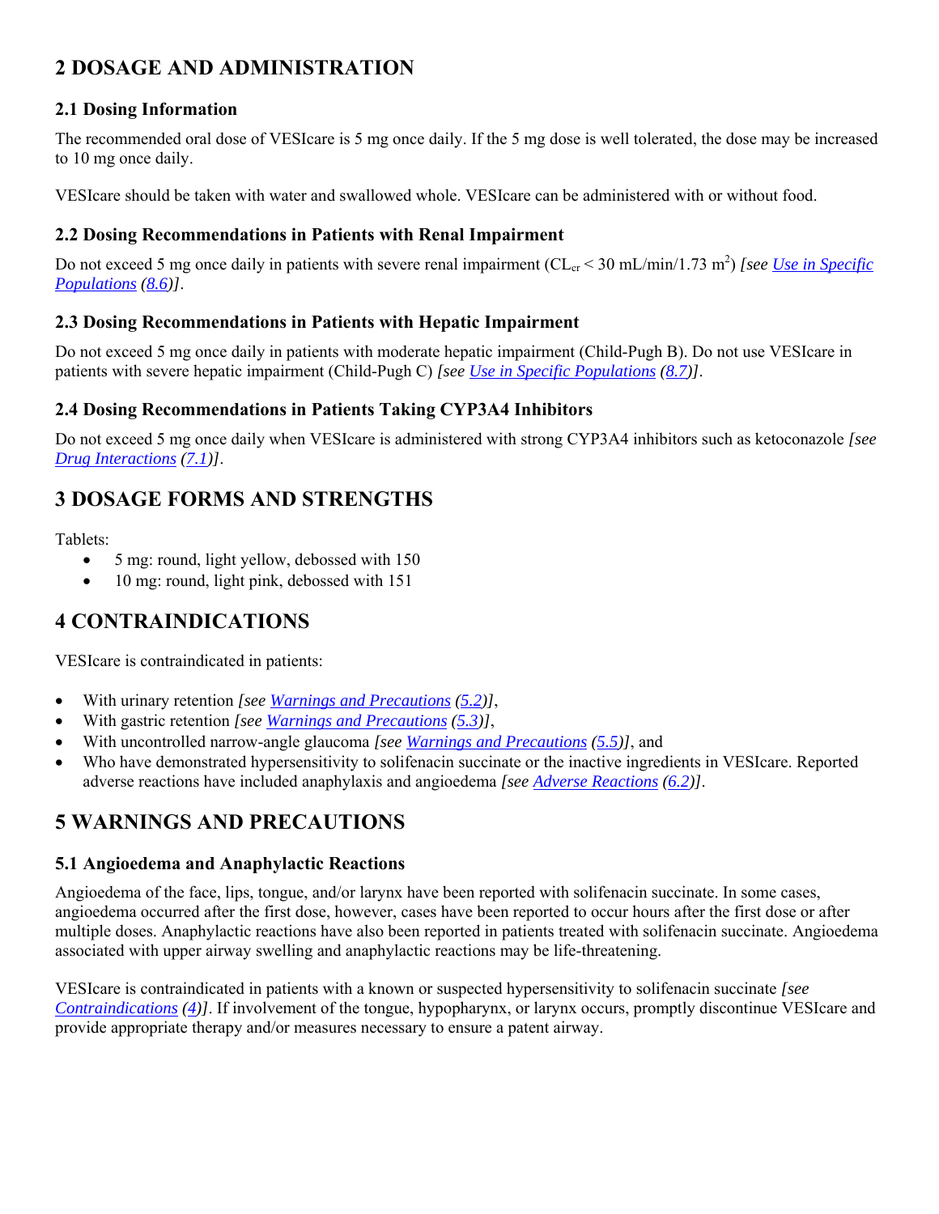## 2 DOSAGE AND ADMINISTRATION

### 2.1 Dosing Information

The recommended oral dose of VESIcare is 5 mg once daily. If the 5 mg dose is well tolerated, the dose may be increased to 10 mg once daily.

VESIcare should be taken with water and swallowed whole. VESIcare can be administered with or without food.

### 2.2 Dosing Recommendations in Patients with Renal Impairment

Do not exceed 5 mg once daily in patients with severe renal impairment ($CL_{cr}$ < 30 mL/min/1.73 $m^2$) *[see Use in Specific Populations (8.6)]*.

### 2.3 Dosing Recommendations in Patients with Hepatic Impairment

Do not exceed 5 mg once daily in patients with moderate hepatic impairment (Child-Pugh B). Do not use VESIcare in patients with severe hepatic impairment (Child-Pugh C) *[see Use in Specific Populations (8.7)]*.

### 2.4 Dosing Recommendations in Patients Taking CYP3A4 Inhibitors

Do not exceed 5 mg once daily when VESIcare is administered with strong CYP3A4 inhibitors such as ketoconazole *[see Drug Interactions (7.1)]*.

## 3 DOSAGE FORMS AND STRENGTHS

Tablets:

- 5 mg: round, light yellow, debossed with 150
- 10 mg: round, light pink, debossed with 151

## 4 CONTRAINDICATIONS

VESIcare is contraindicated in patients:

- With urinary retention *[see Warnings and Precautions (5.2)]*,
- With gastric retention *[see Warnings and Precautions (5.3)]*,
- With uncontrolled narrow-angle glaucoma *[see Warnings and Precautions (5.5)]*, and
- Who have demonstrated hypersensitivity to solifenacin succinate or the inactive ingredients in VESIcare. Reported adverse reactions have included anaphylaxis and angioedema *[see Adverse Reactions (6.2)]*.

## 5 WARNINGS AND PRECAUTIONS

### 5.1 Angioedema and Anaphylactic Reactions

Angioedema of the face, lips, tongue, and/or larynx have been reported with solifenacin succinate. In some cases, angioedema occurred after the first dose, however, cases have been reported to occur hours after the first dose or after multiple doses. Anaphylactic reactions have also been reported in patients treated with solifenacin succinate. Angioedema associated with upper airway swelling and anaphylactic reactions may be life-threatening.

VESIcare is contraindicated in patients with a known or suspected hypersensitivity to solifenacin succinate *[see Contraindications (4)]*. If involvement of the tongue, hypopharynx, or larynx occurs, promptly discontinue VESIcare and provide appropriate therapy and/or measures necessary to ensure a patent airway.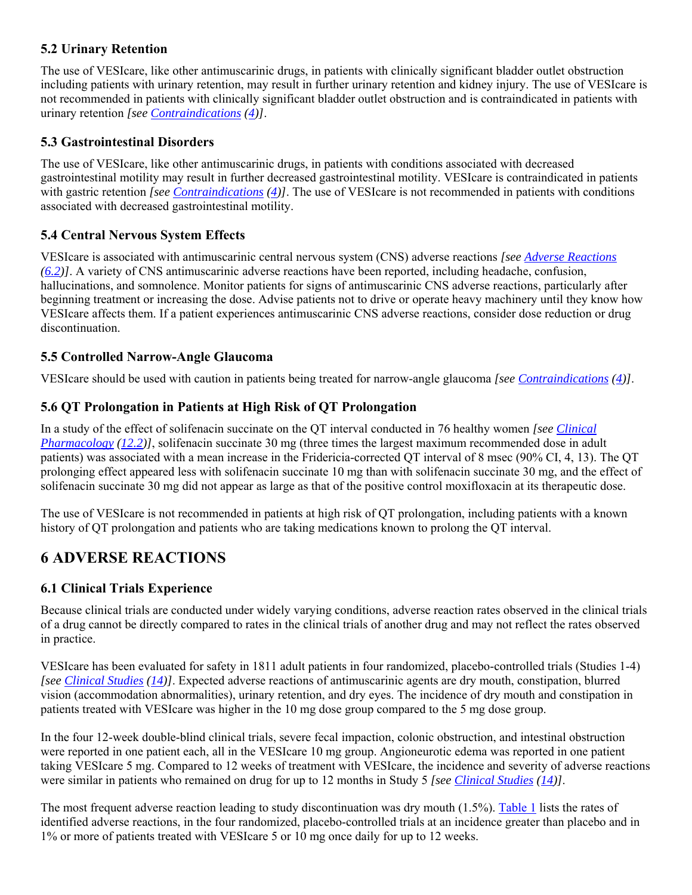### 5.2 Urinary Retention

The use of VESIcare, like other antimuscarinic drugs, in patients with clinically significant bladder outlet obstruction including patients with urinary retention, may result in further urinary retention and kidney injury. The use of VESIcare is not recommended in patients with clinically significant bladder outlet obstruction and is contraindicated in patients with urinary retention *[see Contraindications (4)]*.

### 5.3 Gastrointestinal Disorders

The use of VESIcare, like other antimuscarinic drugs, in patients with conditions associated with decreased gastrointestinal motility may result in further decreased gastrointestinal motility. VESIcare is contraindicated in patients with gastric retention *[see Contraindications (4)]*. The use of VESIcare is not recommended in patients with conditions associated with decreased gastrointestinal motility.

### 5.4 Central Nervous System Effects

VESIcare is associated with antimuscarinic central nervous system (CNS) adverse reactions *[see Adverse Reactions (6.2)]*. A variety of CNS antimuscarinic adverse reactions have been reported, including headache, confusion, hallucinations, and somnolence. Monitor patients for signs of antimuscarinic CNS adverse reactions, particularly after beginning treatment or increasing the dose. Advise patients not to drive or operate heavy machinery until they know how VESIcare affects them. If a patient experiences antimuscarinic CNS adverse reactions, consider dose reduction or drug discontinuation.

### 5.5 Controlled Narrow-Angle Glaucoma

VESIcare should be used with caution in patients being treated for narrow-angle glaucoma *[see Contraindications (4)]*.

### 5.6 QT Prolongation in Patients at High Risk of QT Prolongation

In a study of the effect of solifenacin succinate on the QT interval conducted in 76 healthy women *[see Clinical Pharmacology (12.2)]*, solifenacin succinate 30 mg (three times the largest maximum recommended dose in adult patients) was associated with a mean increase in the Fridericia-corrected QT interval of 8 msec (90% CI, 4, 13). The QT prolonging effect appeared less with solifenacin succinate 10 mg than with solifenacin succinate 30 mg, and the effect of solifenacin succinate 30 mg did not appear as large as that of the positive control moxifloxacin at its therapeutic dose.

The use of VESIcare is not recommended in patients at high risk of QT prolongation, including patients with a known history of QT prolongation and patients who are taking medications known to prolong the QT interval.

## 6 ADVERSE REACTIONS

### 6.1 Clinical Trials Experience

Because clinical trials are conducted under widely varying conditions, adverse reaction rates observed in the clinical trials of a drug cannot be directly compared to rates in the clinical trials of another drug and may not reflect the rates observed in practice.

VESIcare has been evaluated for safety in 1811 adult patients in four randomized, placebo-controlled trials (Studies 1-4) *[see Clinical Studies (14)]*. Expected adverse reactions of antimuscarinic agents are dry mouth, constipation, blurred vision (accommodation abnormalities), urinary retention, and dry eyes. The incidence of dry mouth and constipation in patients treated with VESIcare was higher in the 10 mg dose group compared to the 5 mg dose group.

In the four 12-week double-blind clinical trials, severe fecal impaction, colonic obstruction, and intestinal obstruction were reported in one patient each, all in the VESIcare 10 mg group. Angioneurotic edema was reported in one patient taking VESIcare 5 mg. Compared to 12 weeks of treatment with VESIcare, the incidence and severity of adverse reactions were similar in patients who remained on drug for up to 12 months in Study 5 *[see Clinical Studies (14)]*.

The most frequent adverse reaction leading to study discontinuation was dry mouth (1.5%). Table 1 lists the rates of identified adverse reactions, in the four randomized, placebo-controlled trials at an incidence greater than placebo and in 1% or more of patients treated with VESIcare 5 or 10 mg once daily for up to 12 weeks.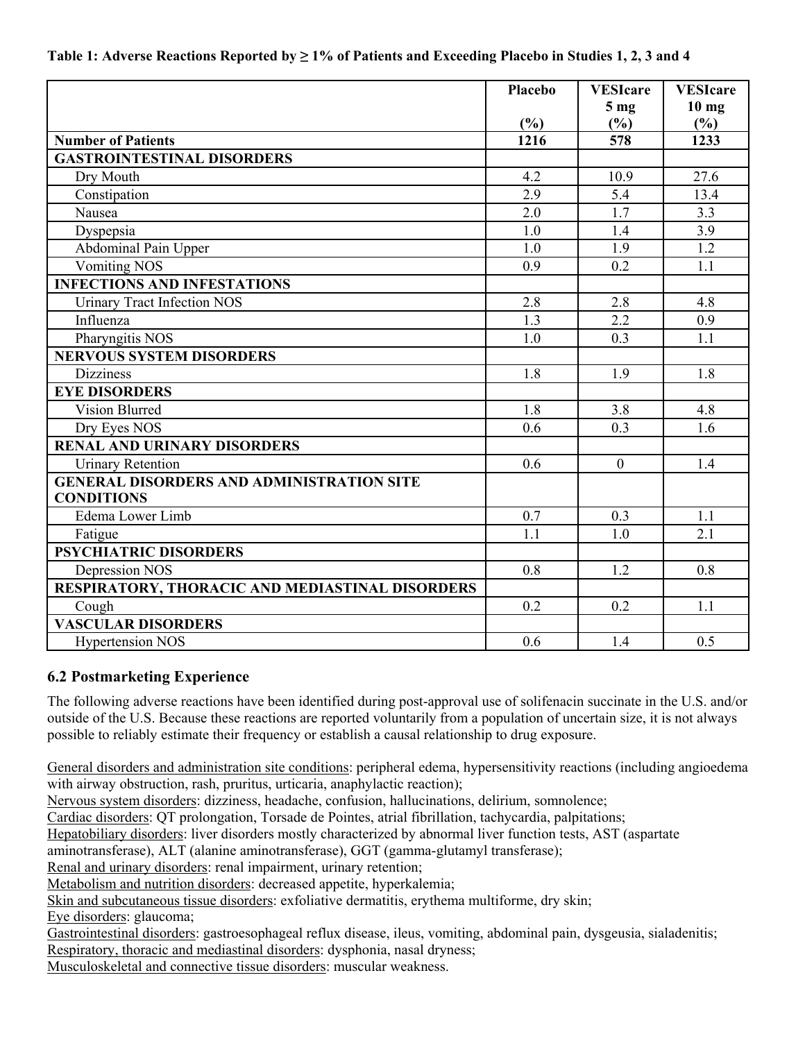**Table 1: Adverse Reactions Reported by ≥ 1% of Patients and Exceeding Placebo in Studies 1, 2, 3 and 4**

| | Placebo (%) | VESIcare 5 mg (%) | VESIcare 10 mg (%) |
|---|---|---|---|
| **Number of Patients** | **1216** | **578** | **1233** |
| **GASTROINTESTINAL DISORDERS** | | | |
| Dry Mouth | 4.2 | 10.9 | 27.6 |
| Constipation | 2.9 | 5.4 | 13.4 |
| Nausea | 2.0 | 1.7 | 3.3 |
| Dyspepsia | 1.0 | 1.4 | 3.9 |
| Abdominal Pain Upper | 1.0 | 1.9 | 1.2 |
| Vomiting NOS | 0.9 | 0.2 | 1.1 |
| **INFECTIONS AND INFESTATIONS** | | | |
| Urinary Tract Infection NOS | 2.8 | 2.8 | 4.8 |
| Influenza | 1.3 | 2.2 | 0.9 |
| Pharyngitis NOS | 1.0 | 0.3 | 1.1 |
| **NERVOUS SYSTEM DISORDERS** | | | |
| Dizziness | 1.8 | 1.9 | 1.8 |
| **EYE DISORDERS** | | | |
| Vision Blurred | 1.8 | 3.8 | 4.8 |
| Dry Eyes NOS | 0.6 | 0.3 | 1.6 |
| **RENAL AND URINARY DISORDERS** | | | |
| Urinary Retention | 0.6 | 0 | 1.4 |
| **GENERAL DISORDERS AND ADMINISTRATION SITE CONDITIONS** | | | |
| Edema Lower Limb | 0.7 | 0.3 | 1.1 |
| Fatigue | 1.1 | 1.0 | 2.1 |
| **PSYCHIATRIC DISORDERS** | | | |
| Depression NOS | 0.8 | 1.2 | 0.8 |
| **RESPIRATORY, THORACIC AND MEDIASTINAL DISORDERS** | | | |
| Cough | 0.2 | 0.2 | 1.1 |
| **VASCULAR DISORDERS** | | | |
| Hypertension NOS | 0.6 | 1.4 | 0.5 |

## 6.2 Postmarketing Experience

The following adverse reactions have been identified during post-approval use of solifenacin succinate in the U.S. and/or outside of the U.S. Because these reactions are reported voluntarily from a population of uncertain size, it is not always possible to reliably estimate their frequency or establish a causal relationship to drug exposure.

General disorders and administration site conditions: peripheral edema, hypersensitivity reactions (including angioedema with airway obstruction, rash, pruritus, urticaria, anaphylactic reaction);
Nervous system disorders: dizziness, headache, confusion, hallucinations, delirium, somnolence;
Cardiac disorders: QT prolongation, Torsade de Pointes, atrial fibrillation, tachycardia, palpitations;
Hepatobiliary disorders: liver disorders mostly characterized by abnormal liver function tests, AST (aspartate aminotransferase), ALT (alanine aminotransferase), GGT (gamma-glutamyl transferase);
Renal and urinary disorders: renal impairment, urinary retention;
Metabolism and nutrition disorders: decreased appetite, hyperkalemia;
Skin and subcutaneous tissue disorders: exfoliative dermatitis, erythema multiforme, dry skin;
Eye disorders: glaucoma;
Gastrointestinal disorders: gastroesophageal reflux disease, ileus, vomiting, abdominal pain, dysgeusia, sialadenitis;
Respiratory, thoracic and mediastinal disorders: dysphonia, nasal dryness;
Musculoskeletal and connective tissue disorders: muscular weakness.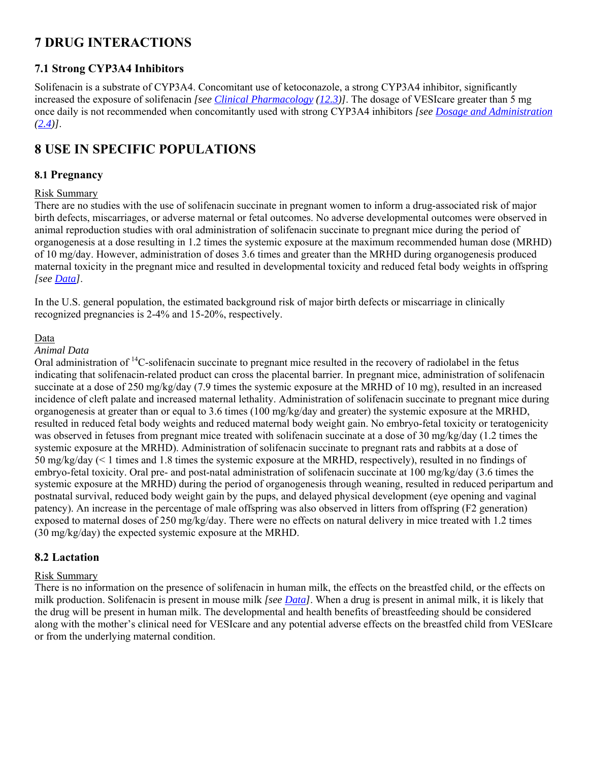# 7 DRUG INTERACTIONS

## 7.1 Strong CYP3A4 Inhibitors

Solifenacin is a substrate of CYP3A4. Concomitant use of ketoconazole, a strong CYP3A4 inhibitor, significantly increased the exposure of solifenacin *[see Clinical Pharmacology (12.3)]*. The dosage of VESIcare greater than 5 mg once daily is not recommended when concomitantly used with strong CYP3A4 inhibitors *[see Dosage and Administration (2.4)]*.

# 8 USE IN SPECIFIC POPULATIONS

## 8.1 Pregnancy

Risk Summary

There are no studies with the use of solifenacin succinate in pregnant women to inform a drug-associated risk of major birth defects, miscarriages, or adverse maternal or fetal outcomes. No adverse developmental outcomes were observed in animal reproduction studies with oral administration of solifenacin succinate to pregnant mice during the period of organogenesis at a dose resulting in 1.2 times the systemic exposure at the maximum recommended human dose (MRHD) of 10 mg/day. However, administration of doses 3.6 times and greater than the MRHD during organogenesis produced maternal toxicity in the pregnant mice and resulted in developmental toxicity and reduced fetal body weights in offspring *[see Data]*.

In the U.S. general population, the estimated background risk of major birth defects or miscarriage in clinically recognized pregnancies is 2-4% and 15-20%, respectively.

Data

*Animal Data*

Oral administration of $^{14}$C-solifenacin succinate to pregnant mice resulted in the recovery of radiolabel in the fetus indicating that solifenacin-related product can cross the placental barrier. In pregnant mice, administration of solifenacin succinate at a dose of 250 mg/kg/day (7.9 times the systemic exposure at the MRHD of 10 mg), resulted in an increased incidence of cleft palate and increased maternal lethality. Administration of solifenacin succinate to pregnant mice during organogenesis at greater than or equal to 3.6 times (100 mg/kg/day and greater) the systemic exposure at the MRHD, resulted in reduced fetal body weights and reduced maternal body weight gain. No embryo-fetal toxicity or teratogenicity was observed in fetuses from pregnant mice treated with solifenacin succinate at a dose of 30 mg/kg/day (1.2 times the systemic exposure at the MRHD). Administration of solifenacin succinate to pregnant rats and rabbits at a dose of 50 mg/kg/day (< 1 times and 1.8 times the systemic exposure at the MRHD, respectively), resulted in no findings of embryo-fetal toxicity. Oral pre- and post-natal administration of solifenacin succinate at 100 mg/kg/day (3.6 times the systemic exposure at the MRHD) during the period of organogenesis through weaning, resulted in reduced peripartum and postnatal survival, reduced body weight gain by the pups, and delayed physical development (eye opening and vaginal patency). An increase in the percentage of male offspring was also observed in litters from offspring (F2 generation) exposed to maternal doses of 250 mg/kg/day. There were no effects on natural delivery in mice treated with 1.2 times (30 mg/kg/day) the expected systemic exposure at the MRHD.

## 8.2 Lactation

Risk Summary

There is no information on the presence of solifenacin in human milk, the effects on the breastfed child, or the effects on milk production. Solifenacin is present in mouse milk *[see Data]*. When a drug is present in animal milk, it is likely that the drug will be present in human milk. The developmental and health benefits of breastfeeding should be considered along with the mother's clinical need for VESIcare and any potential adverse effects on the breastfed child from VESIcare or from the underlying maternal condition.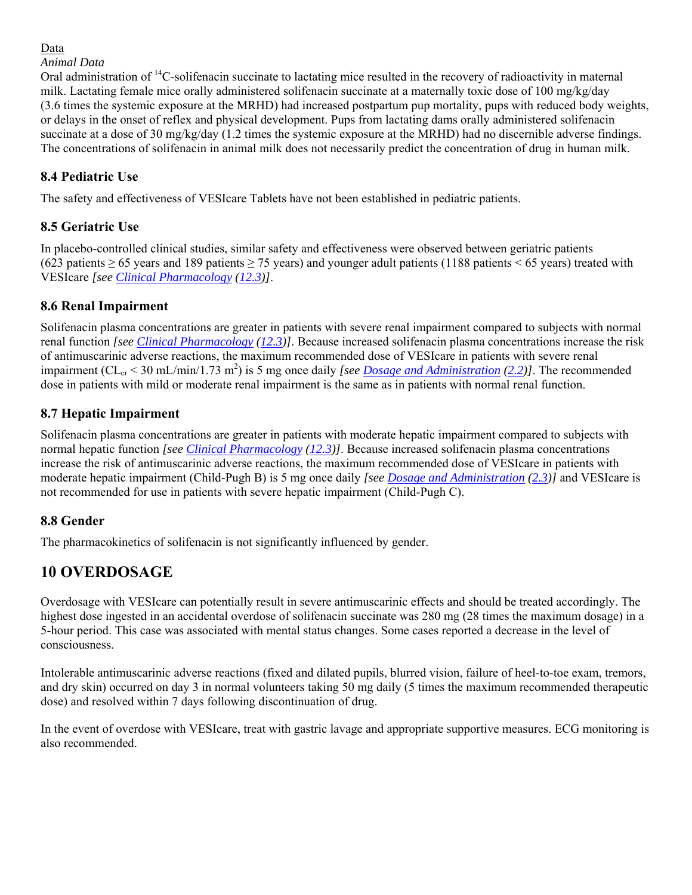Data

*Animal Data*

Oral administration of $^{14}$C-solifenacin succinate to lactating mice resulted in the recovery of radioactivity in maternal milk. Lactating female mice orally administered solifenacin succinate at a maternally toxic dose of 100 mg/kg/day (3.6 times the systemic exposure at the MRHD) had increased postpartum pup mortality, pups with reduced body weights, or delays in the onset of reflex and physical development. Pups from lactating dams orally administered solifenacin succinate at a dose of 30 mg/kg/day (1.2 times the systemic exposure at the MRHD) had no discernible adverse findings. The concentrations of solifenacin in animal milk does not necessarily predict the concentration of drug in human milk.

### 8.4 Pediatric Use

The safety and effectiveness of VESIcare Tablets have not been established in pediatric patients.

### 8.5 Geriatric Use

In placebo-controlled clinical studies, similar safety and effectiveness were observed between geriatric patients (623 patients ≥ 65 years and 189 patients ≥ 75 years) and younger adult patients (1188 patients < 65 years) treated with VESIcare *[see Clinical Pharmacology (12.3)]*.

### 8.6 Renal Impairment

Solifenacin plasma concentrations are greater in patients with severe renal impairment compared to subjects with normal renal function *[see Clinical Pharmacology (12.3)]*. Because increased solifenacin plasma concentrations increase the risk of antimuscarinic adverse reactions, the maximum recommended dose of VESIcare in patients with severe renal impairment ($CL_{cr}$ < 30 mL/min/1.73 $m^2$) is 5 mg once daily *[see Dosage and Administration (2.2)]*. The recommended dose in patients with mild or moderate renal impairment is the same as in patients with normal renal function.

### 8.7 Hepatic Impairment

Solifenacin plasma concentrations are greater in patients with moderate hepatic impairment compared to subjects with normal hepatic function *[see Clinical Pharmacology (12.3)]*. Because increased solifenacin plasma concentrations increase the risk of antimuscarinic adverse reactions, the maximum recommended dose of VESIcare in patients with moderate hepatic impairment (Child-Pugh B) is 5 mg once daily *[see Dosage and Administration (2.3)]* and VESIcare is not recommended for use in patients with severe hepatic impairment (Child-Pugh C).

### 8.8 Gender

The pharmacokinetics of solifenacin is not significantly influenced by gender.

## 10 OVERDOSAGE

Overdosage with VESIcare can potentially result in severe antimuscarinic effects and should be treated accordingly. The highest dose ingested in an accidental overdose of solifenacin succinate was 280 mg (28 times the maximum dosage) in a 5-hour period. This case was associated with mental status changes. Some cases reported a decrease in the level of consciousness.

Intolerable antimuscarinic adverse reactions (fixed and dilated pupils, blurred vision, failure of heel-to-toe exam, tremors, and dry skin) occurred on day 3 in normal volunteers taking 50 mg daily (5 times the maximum recommended therapeutic dose) and resolved within 7 days following discontinuation of drug.

In the event of overdose with VESIcare, treat with gastric lavage and appropriate supportive measures. ECG monitoring is also recommended.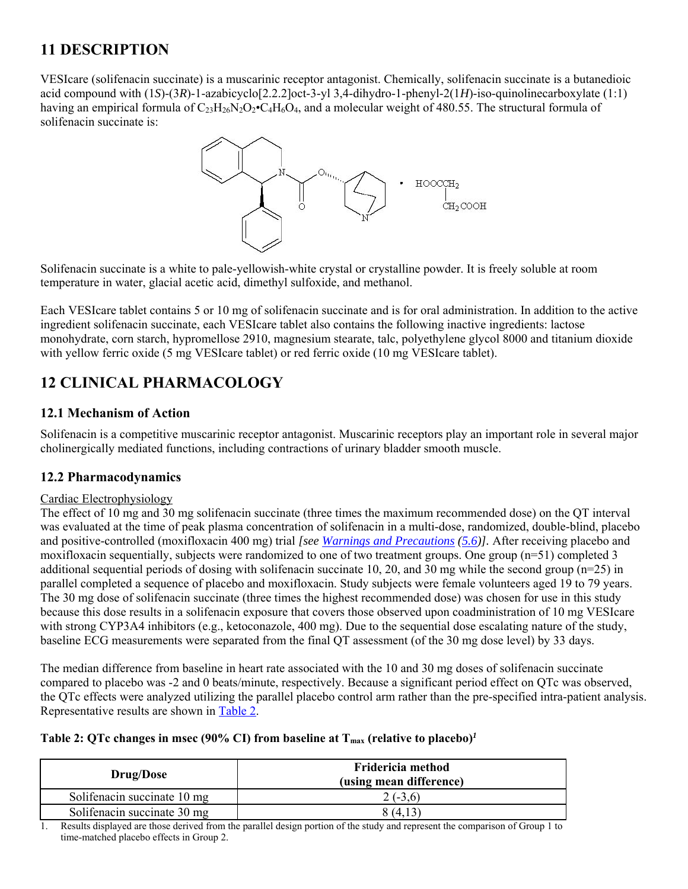# 11 DESCRIPTION

VESIcare (solifenacin succinate) is a muscarinic receptor antagonist. Chemically, solifenacin succinate is a butanedioic acid compound with (1*S*)-(3*R*)-1-azabicyclo[2.2.2]oct-3-yl 3,4-dihydro-1-phenyl-2(1*H*)-iso-quinolinecarboxylate (1:1) having an empirical formula of $C_{23}H_{26}N_2O_2 \cdot C_4H_6O_4$, and a molecular weight of 480.55. The structural formula of solifenacin succinate is:

Solifenacin succinate is a white to pale-yellowish-white crystal or crystalline powder. It is freely soluble at room temperature in water, glacial acetic acid, dimethyl sulfoxide, and methanol.

Each VESIcare tablet contains 5 or 10 mg of solifenacin succinate and is for oral administration. In addition to the active ingredient solifenacin succinate, each VESIcare tablet also contains the following inactive ingredients: lactose monohydrate, corn starch, hypromellose 2910, magnesium stearate, talc, polyethylene glycol 8000 and titanium dioxide with yellow ferric oxide (5 mg VESIcare tablet) or red ferric oxide (10 mg VESIcare tablet).

# 12 CLINICAL PHARMACOLOGY

## 12.1 Mechanism of Action

Solifenacin is a competitive muscarinic receptor antagonist. Muscarinic receptors play an important role in several major cholinergically mediated functions, including contractions of urinary bladder smooth muscle.

## 12.2 Pharmacodynamics

Cardiac Electrophysiology

The effect of 10 mg and 30 mg solifenacin succinate (three times the maximum recommended dose) on the QT interval was evaluated at the time of peak plasma concentration of solifenacin in a multi-dose, randomized, double-blind, placebo and positive-controlled (moxifloxacin 400 mg) trial *[see Warnings and Precautions (5.6)]*. After receiving placebo and moxifloxacin sequentially, subjects were randomized to one of two treatment groups. One group (n=51) completed 3 additional sequential periods of dosing with solifenacin succinate 10, 20, and 30 mg while the second group (n=25) in parallel completed a sequence of placebo and moxifloxacin. Study subjects were female volunteers aged 19 to 79 years. The 30 mg dose of solifenacin succinate (three times the highest recommended dose) was chosen for use in this study because this dose results in a solifenacin exposure that covers those observed upon coadministration of 10 mg VESIcare with strong CYP3A4 inhibitors (e.g., ketoconazole, 400 mg). Due to the sequential dose escalating nature of the study, baseline ECG measurements were separated from the final QT assessment (of the 30 mg dose level) by 33 days.

The median difference from baseline in heart rate associated with the 10 and 30 mg doses of solifenacin succinate compared to placebo was -2 and 0 beats/minute, respectively. Because a significant period effect on QTc was observed, the QTc effects were analyzed utilizing the parallel placebo control arm rather than the pre-specified intra-patient analysis. Representative results are shown in Table 2.

**Table 2: QTc changes in msec (90% CI) from baseline at $T_{max}$ (relative to placebo)[1]**

| Drug/Dose | Fridericia method (using mean difference) |
|---|---|
| Solifenacin succinate 10 mg | 2 (-3,6) |
| Solifenacin succinate 30 mg | 8 (4,13) |

1. Results displayed are those derived from the parallel design portion of the study and represent the comparison of Group 1 to time-matched placebo effects in Group 2.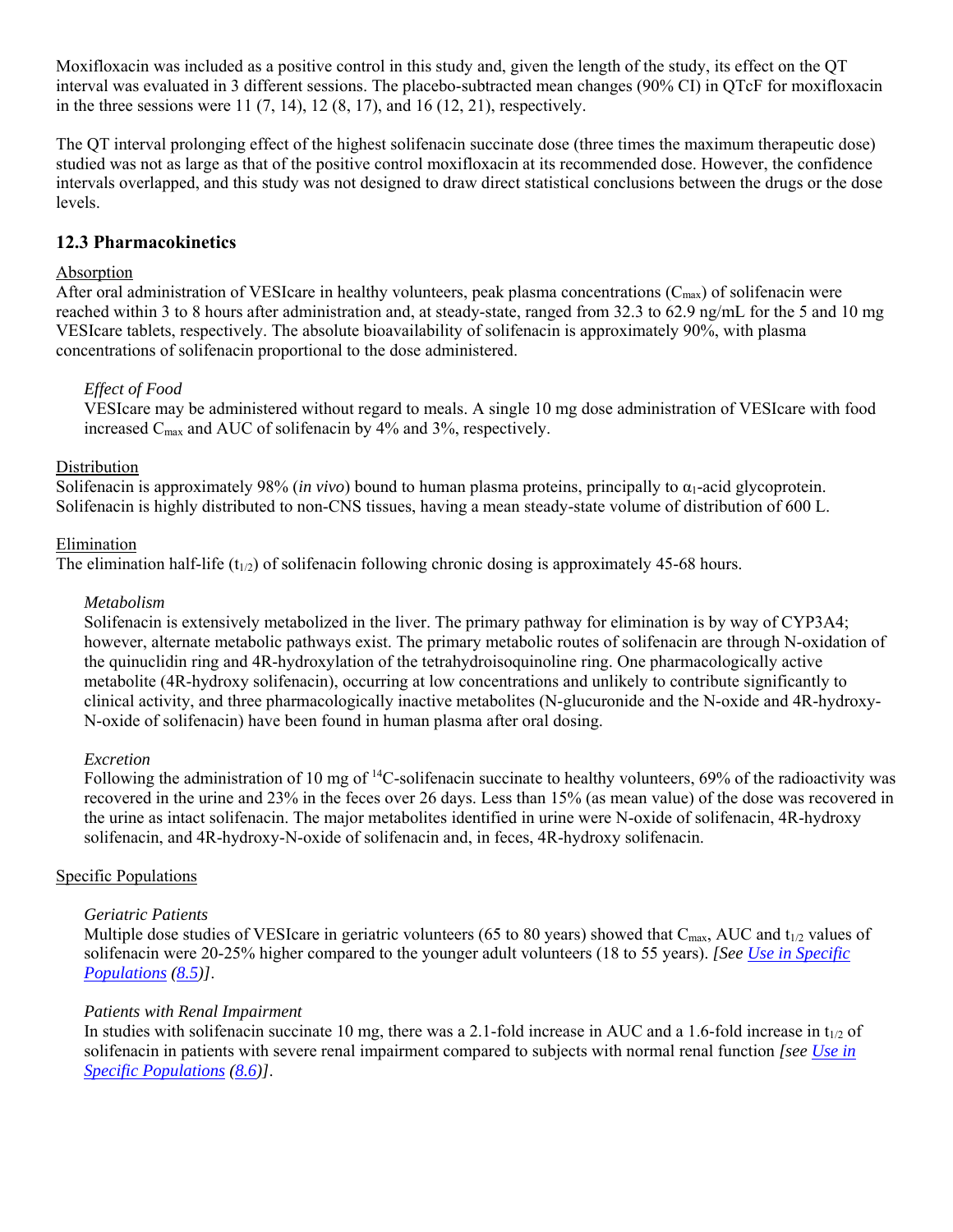Moxifloxacin was included as a positive control in this study and, given the length of the study, its effect on the QT interval was evaluated in 3 different sessions. The placebo-subtracted mean changes (90% CI) in QTcF for moxifloxacin in the three sessions were 11 (7, 14), 12 (8, 17), and 16 (12, 21), respectively.

The QT interval prolonging effect of the highest solifenacin succinate dose (three times the maximum therapeutic dose) studied was not as large as that of the positive control moxifloxacin at its recommended dose. However, the confidence intervals overlapped, and this study was not designed to draw direct statistical conclusions between the drugs or the dose levels.

## 12.3 Pharmacokinetics

Absorption

After oral administration of VESIcare in healthy volunteers, peak plasma concentrations ($C_{max}$) of solifenacin were reached within 3 to 8 hours after administration and, at steady-state, ranged from 32.3 to 62.9 ng/mL for the 5 and 10 mg VESIcare tablets, respectively. The absolute bioavailability of solifenacin is approximately 90%, with plasma concentrations of solifenacin proportional to the dose administered.

*Effect of Food*

VESIcare may be administered without regard to meals. A single 10 mg dose administration of VESIcare with food increased $C_{max}$ and AUC of solifenacin by 4% and 3%, respectively.

Distribution

Solifenacin is approximately 98% (*in vivo*) bound to human plasma proteins, principally to $\alpha_1$-acid glycoprotein. Solifenacin is highly distributed to non-CNS tissues, having a mean steady-state volume of distribution of 600 L.

Elimination

The elimination half-life ($t_{1/2}$) of solifenacin following chronic dosing is approximately 45-68 hours.

*Metabolism*

Solifenacin is extensively metabolized in the liver. The primary pathway for elimination is by way of CYP3A4; however, alternate metabolic pathways exist. The primary metabolic routes of solifenacin are through N-oxidation of the quinuclidin ring and 4R-hydroxylation of the tetrahydroisoquinoline ring. One pharmacologically active metabolite (4R-hydroxy solifenacin), occurring at low concentrations and unlikely to contribute significantly to clinical activity, and three pharmacologically inactive metabolites (N-glucuronide and the N-oxide and 4R-hydroxy-N-oxide of solifenacin) have been found in human plasma after oral dosing.

*Excretion*

Following the administration of 10 mg of $^{14}C$-solifenacin succinate to healthy volunteers, 69% of the radioactivity was recovered in the urine and 23% in the feces over 26 days. Less than 15% (as mean value) of the dose was recovered in the urine as intact solifenacin. The major metabolites identified in urine were N-oxide of solifenacin, 4R-hydroxy solifenacin, and 4R-hydroxy-N-oxide of solifenacin and, in feces, 4R-hydroxy solifenacin.

Specific Populations

*Geriatric Patients*

Multiple dose studies of VESIcare in geriatric volunteers (65 to 80 years) showed that $C_{max}$, AUC and $t_{1/2}$ values of solifenacin were 20-25% higher compared to the younger adult volunteers (18 to 55 years). *[See Use in Specific Populations (8.5)]*.

*Patients with Renal Impairment*

In studies with solifenacin succinate 10 mg, there was a 2.1-fold increase in AUC and a 1.6-fold increase in $t_{1/2}$ of solifenacin in patients with severe renal impairment compared to subjects with normal renal function *[see Use in Specific Populations (8.6)]*.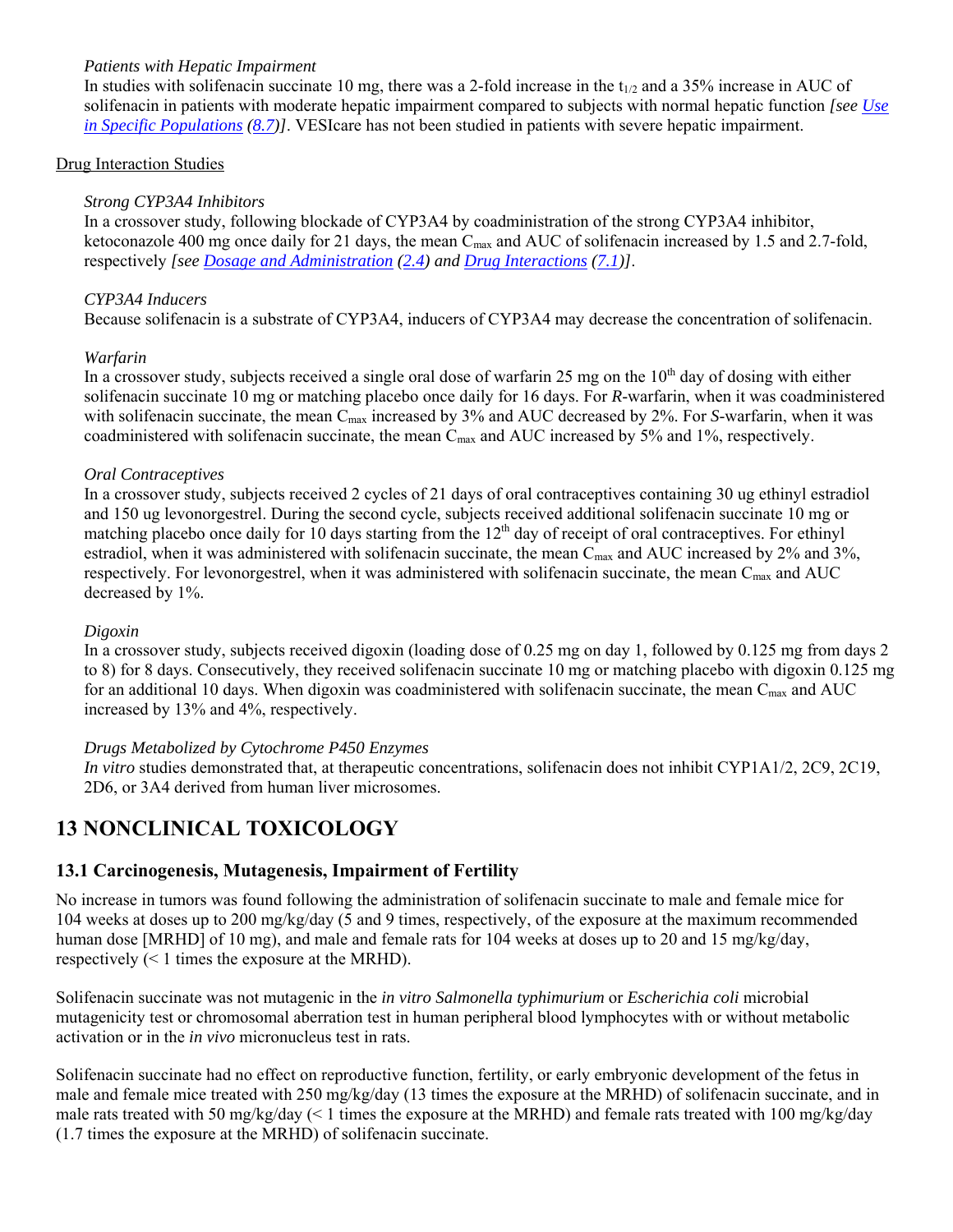*Patients with Hepatic Impairment*

In studies with solifenacin succinate 10 mg, there was a 2-fold increase in the $t_{1/2}$ and a 35% increase in AUC of solifenacin in patients with moderate hepatic impairment compared to subjects with normal hepatic function *[see Use in Specific Populations (8.7)]*. VESIcare has not been studied in patients with severe hepatic impairment.

Drug Interaction Studies

*Strong CYP3A4 Inhibitors*

In a crossover study, following blockade of CYP3A4 by coadministration of the strong CYP3A4 inhibitor, ketoconazole 400 mg once daily for 21 days, the mean $C_{max}$ and AUC of solifenacin increased by 1.5 and 2.7-fold, respectively *[see Dosage and Administration (2.4) and Drug Interactions (7.1)]*.

*CYP3A4 Inducers*

Because solifenacin is a substrate of CYP3A4, inducers of CYP3A4 may decrease the concentration of solifenacin.

*Warfarin*

In a crossover study, subjects received a single oral dose of warfarin 25 mg on the 10th day of dosing with either solifenacin succinate 10 mg or matching placebo once daily for 16 days. For *R*-warfarin, when it was coadministered with solifenacin succinate, the mean $C_{max}$ increased by 3% and AUC decreased by 2%. For *S*-warfarin, when it was coadministered with solifenacin succinate, the mean $C_{max}$ and AUC increased by 5% and 1%, respectively.

*Oral Contraceptives*

In a crossover study, subjects received 2 cycles of 21 days of oral contraceptives containing 30 ug ethinyl estradiol and 150 ug levonorgestrel. During the second cycle, subjects received additional solifenacin succinate 10 mg or matching placebo once daily for 10 days starting from the 12th day of receipt of oral contraceptives. For ethinyl estradiol, when it was administered with solifenacin succinate, the mean $C_{max}$ and AUC increased by 2% and 3%, respectively. For levonorgestrel, when it was administered with solifenacin succinate, the mean $C_{max}$ and AUC decreased by 1%.

*Digoxin*

In a crossover study, subjects received digoxin (loading dose of 0.25 mg on day 1, followed by 0.125 mg from days 2 to 8) for 8 days. Consecutively, they received solifenacin succinate 10 mg or matching placebo with digoxin 0.125 mg for an additional 10 days. When digoxin was coadministered with solifenacin succinate, the mean $C_{max}$ and AUC increased by 13% and 4%, respectively.

*Drugs Metabolized by Cytochrome P450 Enzymes*

*In vitro* studies demonstrated that, at therapeutic concentrations, solifenacin does not inhibit CYP1A1/2, 2C9, 2C19, 2D6, or 3A4 derived from human liver microsomes.

# 13 NONCLINICAL TOXICOLOGY

## 13.1 Carcinogenesis, Mutagenesis, Impairment of Fertility

No increase in tumors was found following the administration of solifenacin succinate to male and female mice for 104 weeks at doses up to 200 mg/kg/day (5 and 9 times, respectively, of the exposure at the maximum recommended human dose [MRHD] of 10 mg), and male and female rats for 104 weeks at doses up to 20 and 15 mg/kg/day, respectively (< 1 times the exposure at the MRHD).

Solifenacin succinate was not mutagenic in the *in vitro Salmonella typhimurium* or *Escherichia coli* microbial mutagenicity test or chromosomal aberration test in human peripheral blood lymphocytes with or without metabolic activation or in the *in vivo* micronucleus test in rats.

Solifenacin succinate had no effect on reproductive function, fertility, or early embryonic development of the fetus in male and female mice treated with 250 mg/kg/day (13 times the exposure at the MRHD) of solifenacin succinate, and in male rats treated with 50 mg/kg/day (< 1 times the exposure at the MRHD) and female rats treated with 100 mg/kg/day (1.7 times the exposure at the MRHD) of solifenacin succinate.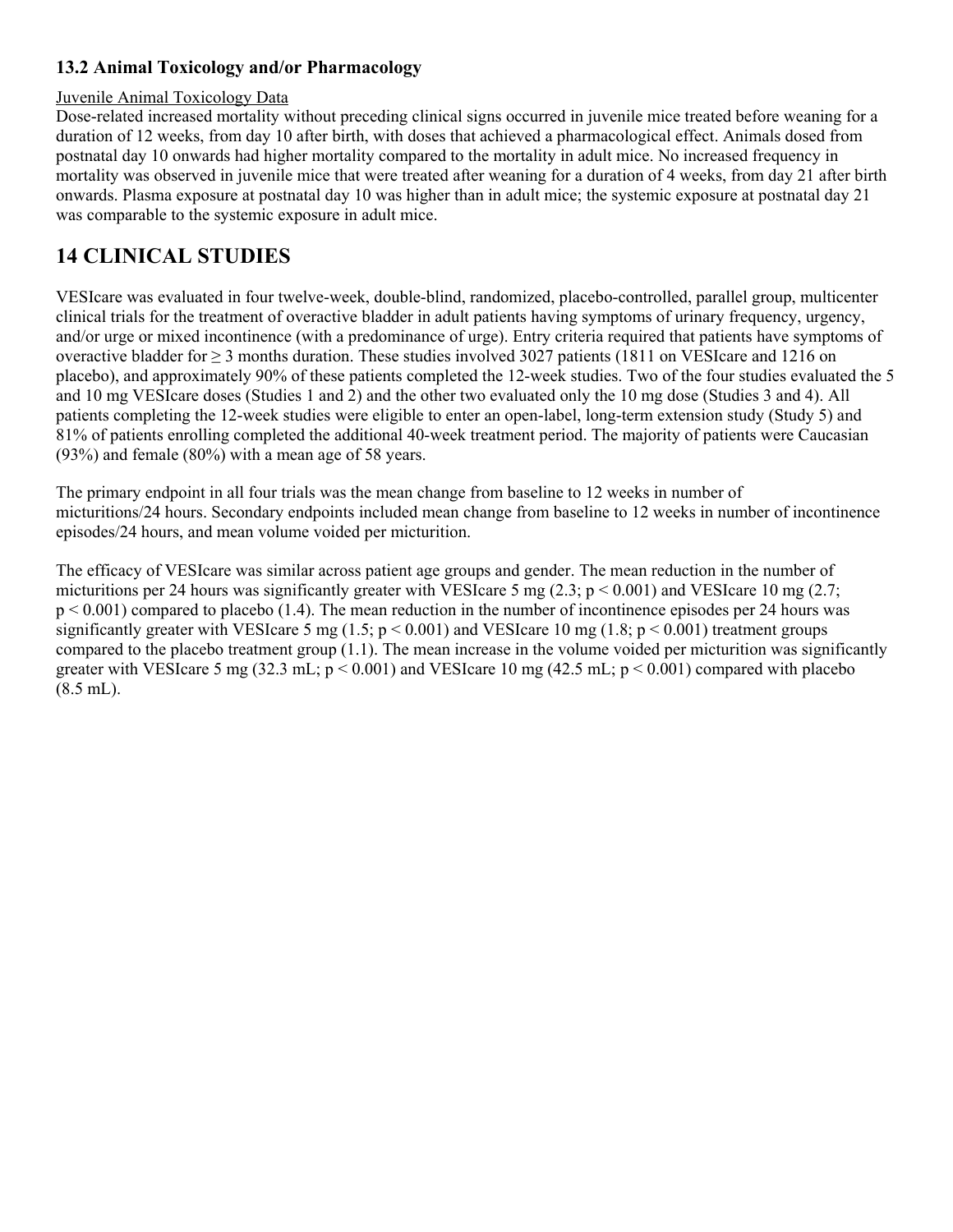### 13.2 Animal Toxicology and/or Pharmacology

Juvenile Animal Toxicology Data

Dose-related increased mortality without preceding clinical signs occurred in juvenile mice treated before weaning for a duration of 12 weeks, from day 10 after birth, with doses that achieved a pharmacological effect. Animals dosed from postnatal day 10 onwards had higher mortality compared to the mortality in adult mice. No increased frequency in mortality was observed in juvenile mice that were treated after weaning for a duration of 4 weeks, from day 21 after birth onwards. Plasma exposure at postnatal day 10 was higher than in adult mice; the systemic exposure at postnatal day 21 was comparable to the systemic exposure in adult mice.

## 14 CLINICAL STUDIES

VESIcare was evaluated in four twelve-week, double-blind, randomized, placebo-controlled, parallel group, multicenter clinical trials for the treatment of overactive bladder in adult patients having symptoms of urinary frequency, urgency, and/or urge or mixed incontinence (with a predominance of urge). Entry criteria required that patients have symptoms of overactive bladder for ≥ 3 months duration. These studies involved 3027 patients (1811 on VESIcare and 1216 on placebo), and approximately 90% of these patients completed the 12-week studies. Two of the four studies evaluated the 5 and 10 mg VESIcare doses (Studies 1 and 2) and the other two evaluated only the 10 mg dose (Studies 3 and 4). All patients completing the 12-week studies were eligible to enter an open-label, long-term extension study (Study 5) and 81% of patients enrolling completed the additional 40-week treatment period. The majority of patients were Caucasian (93%) and female (80%) with a mean age of 58 years.

The primary endpoint in all four trials was the mean change from baseline to 12 weeks in number of micturitions/24 hours. Secondary endpoints included mean change from baseline to 12 weeks in number of incontinence episodes/24 hours, and mean volume voided per micturition.

The efficacy of VESIcare was similar across patient age groups and gender. The mean reduction in the number of micturitions per 24 hours was significantly greater with VESIcare 5 mg (2.3; $p < 0.001$) and VESIcare 10 mg (2.7; $p < 0.001$) compared to placebo (1.4). The mean reduction in the number of incontinence episodes per 24 hours was significantly greater with VESIcare 5 mg (1.5; $p < 0.001$) and VESIcare 10 mg (1.8; $p < 0.001$) treatment groups compared to the placebo treatment group (1.1). The mean increase in the volume voided per micturition was significantly greater with VESIcare 5 mg (32.3 mL; $p < 0.001$) and VESIcare 10 mg (42.5 mL; $p < 0.001$) compared with placebo (8.5 mL).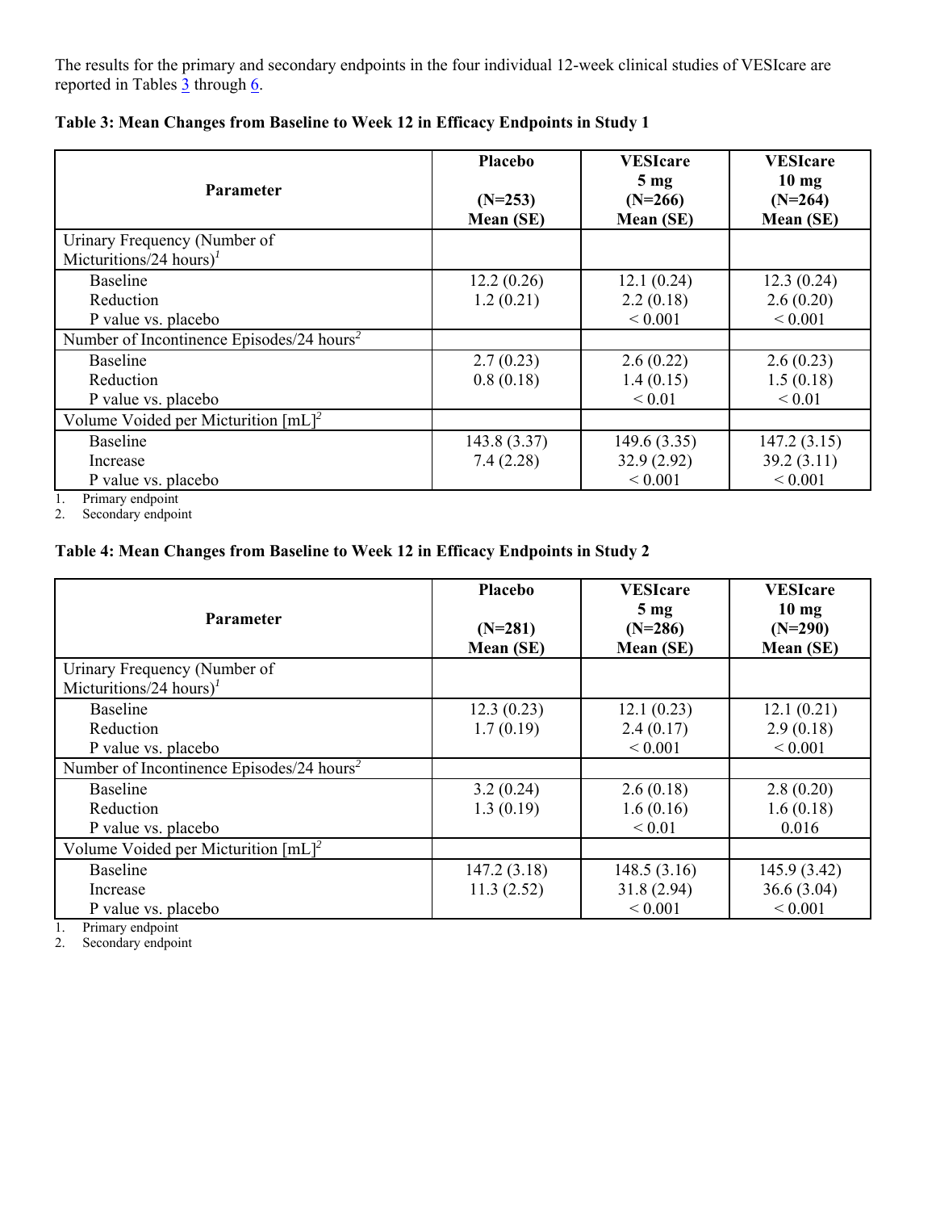The results for the primary and secondary endpoints in the four individual 12-week clinical studies of VESIcare are reported in Tables 3 through 6.

**Table 3: Mean Changes from Baseline to Week 12 in Efficacy Endpoints in Study 1**

| Parameter | Placebo (N=253) Mean (SE) | VESIcare 5 mg (N=266) Mean (SE) | VESIcare 10 mg (N=264) Mean (SE) |
|---|---|---|---|
| Urinary Frequency (Number of Micturitions/24 hours)[1] | | | |
| Baseline | 12.2 (0.26) | 12.1 (0.24) | 12.3 (0.24) |
| Reduction | 1.2 (0.21) | 2.2 (0.18) | 2.6 (0.20) |
| P value vs. placebo | | < 0.001 | < 0.001 |
| Number of Incontinence Episodes/24 hours[2] | | | |
| Baseline | 2.7 (0.23) | 2.6 (0.22) | 2.6 (0.23) |
| Reduction | 0.8 (0.18) | 1.4 (0.15) | 1.5 (0.18) |
| P value vs. placebo | | < 0.01 | < 0.01 |
| Volume Voided per Micturition [mL][2] | | | |
| Baseline | 143.8 (3.37) | 149.6 (3.35) | 147.2 (3.15) |
| Increase | 7.4 (2.28) | 32.9 (2.92) | 39.2 (3.11) |
| P value vs. placebo | | < 0.001 | < 0.001 |

1. Primary endpoint
2. Secondary endpoint

**Table 4: Mean Changes from Baseline to Week 12 in Efficacy Endpoints in Study 2**

| Parameter | Placebo (N=281) Mean (SE) | VESIcare 5 mg (N=286) Mean (SE) | VESIcare 10 mg (N=290) Mean (SE) |
|---|---|---|---|
| Urinary Frequency (Number of Micturitions/24 hours)[1] | | | |
| Baseline | 12.3 (0.23) | 12.1 (0.23) | 12.1 (0.21) |
| Reduction | 1.7 (0.19) | 2.4 (0.17) | 2.9 (0.18) |
| P value vs. placebo | | < 0.001 | < 0.001 |
| Number of Incontinence Episodes/24 hours[2] | | | |
| Baseline | 3.2 (0.24) | 2.6 (0.18) | 2.8 (0.20) |
| Reduction | 1.3 (0.19) | 1.6 (0.16) | 1.6 (0.18) |
| P value vs. placebo | | < 0.01 | 0.016 |
| Volume Voided per Micturition [mL][2] | | | |
| Baseline | 147.2 (3.18) | 148.5 (3.16) | 145.9 (3.42) |
| Increase | 11.3 (2.52) | 31.8 (2.94) | 36.6 (3.04) |
| P value vs. placebo | | < 0.001 | < 0.001 |

1. Primary endpoint
2. Secondary endpoint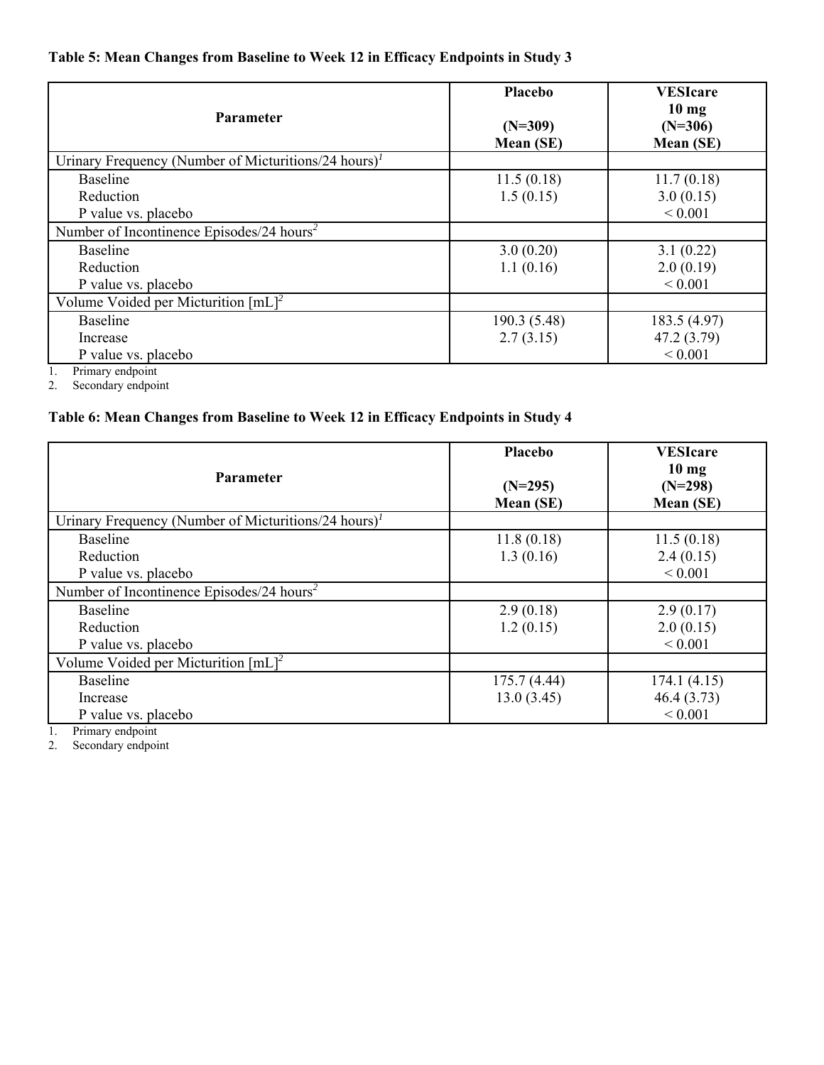**Table 5: Mean Changes from Baseline to Week 12 in Efficacy Endpoints in Study 3**

| Parameter | Placebo (N=309) Mean (SE) | VESIcare 10 mg (N=306) Mean (SE) |
|---|---|---|
| Urinary Frequency (Number of Micturitions/24 hours)[1] | | |
| Baseline | 11.5 (0.18) | 11.7 (0.18) |
| Reduction | 1.5 (0.15) | 3.0 (0.15) |
| P value vs. placebo | | < 0.001 |
| Number of Incontinence Episodes/24 hours[2] | | |
| Baseline | 3.0 (0.20) | 3.1 (0.22) |
| Reduction | 1.1 (0.16) | 2.0 (0.19) |
| P value vs. placebo | | < 0.001 |
| Volume Voided per Micturition [mL][2] | | |
| Baseline | 190.3 (5.48) | 183.5 (4.97) |
| Increase | 2.7 (3.15) | 47.2 (3.79) |
| P value vs. placebo | | < 0.001 |

1. Primary endpoint
2. Secondary endpoint

**Table 6: Mean Changes from Baseline to Week 12 in Efficacy Endpoints in Study 4**

| Parameter | Placebo (N=295) Mean (SE) | VESIcare 10 mg (N=298) Mean (SE) |
|---|---|---|
| Urinary Frequency (Number of Micturitions/24 hours)[1] | | |
| Baseline | 11.8 (0.18) | 11.5 (0.18) |
| Reduction | 1.3 (0.16) | 2.4 (0.15) |
| P value vs. placebo | | < 0.001 |
| Number of Incontinence Episodes/24 hours[2] | | |
| Baseline | 2.9 (0.18) | 2.9 (0.17) |
| Reduction | 1.2 (0.15) | 2.0 (0.15) |
| P value vs. placebo | | < 0.001 |
| Volume Voided per Micturition [mL][2] | | |
| Baseline | 175.7 (4.44) | 174.1 (4.15) |
| Increase | 13.0 (3.45) | 46.4 (3.73) |
| P value vs. placebo | | < 0.001 |

1. Primary endpoint
2. Secondary endpoint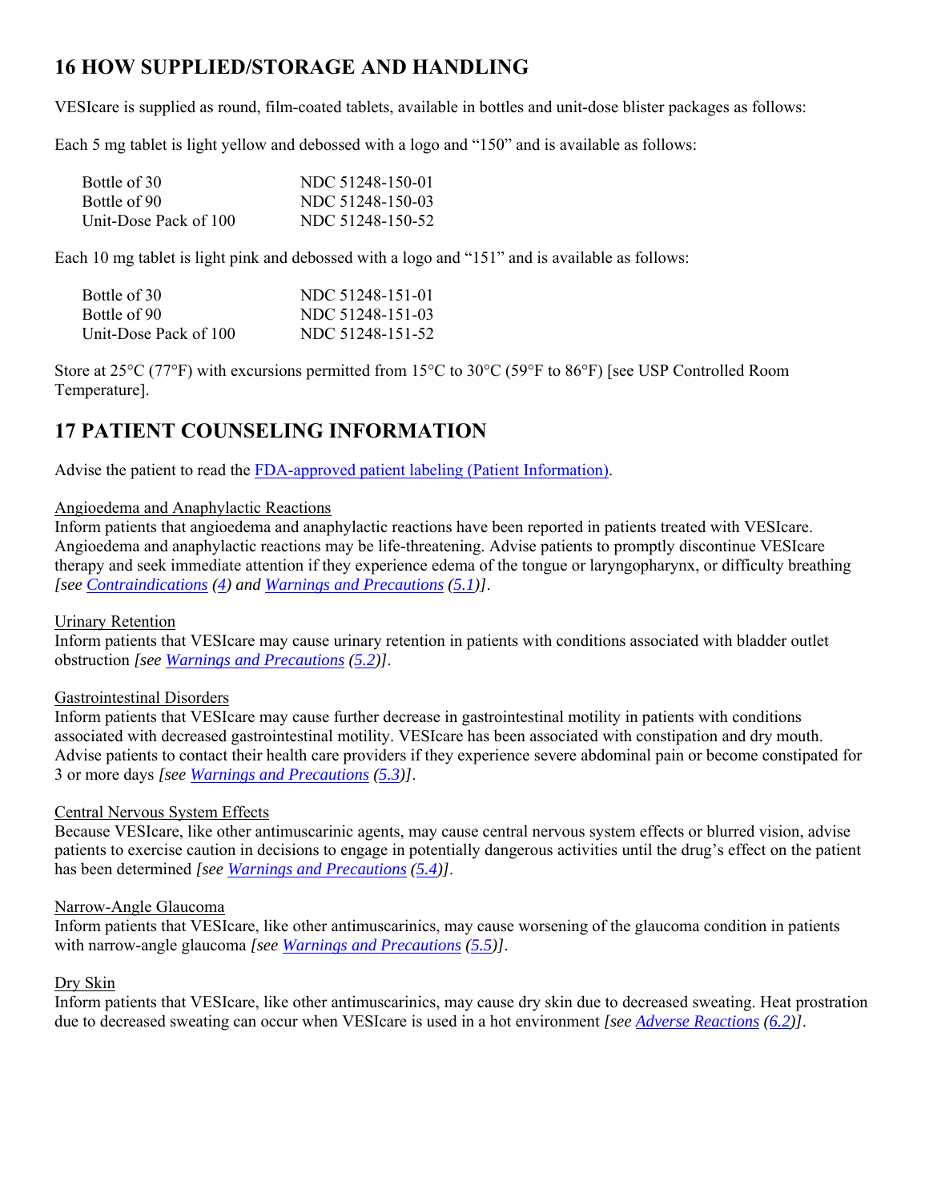## 16 HOW SUPPLIED/STORAGE AND HANDLING

VESIcare is supplied as round, film-coated tablets, available in bottles and unit-dose blister packages as follows:

Each 5 mg tablet is light yellow and debossed with a logo and "150" and is available as follows:

| | |
|---|---|
| Bottle of 30 | NDC 51248-150-01 |
| Bottle of 90 | NDC 51248-150-03 |
| Unit-Dose Pack of 100 | NDC 51248-150-52 |

Each 10 mg tablet is light pink and debossed with a logo and "151" and is available as follows:

| | |
|---|---|
| Bottle of 30 | NDC 51248-151-01 |
| Bottle of 90 | NDC 51248-151-03 |
| Unit-Dose Pack of 100 | NDC 51248-151-52 |

Store at 25°C (77°F) with excursions permitted from 15°C to 30°C (59°F to 86°F) [see USP Controlled Room Temperature].

## 17 PATIENT COUNSELING INFORMATION

Advise the patient to read the FDA-approved patient labeling (Patient Information).

Angioedema and Anaphylactic Reactions

Inform patients that angioedema and anaphylactic reactions have been reported in patients treated with VESIcare. Angioedema and anaphylactic reactions may be life-threatening. Advise patients to promptly discontinue VESIcare therapy and seek immediate attention if they experience edema of the tongue or laryngopharynx, or difficulty breathing *[see Contraindications (4) and Warnings and Precautions (5.1)]*.

Urinary Retention

Inform patients that VESIcare may cause urinary retention in patients with conditions associated with bladder outlet obstruction *[see Warnings and Precautions (5.2)]*.

Gastrointestinal Disorders

Inform patients that VESIcare may cause further decrease in gastrointestinal motility in patients with conditions associated with decreased gastrointestinal motility. VESIcare has been associated with constipation and dry mouth. Advise patients to contact their health care providers if they experience severe abdominal pain or become constipated for 3 or more days *[see Warnings and Precautions (5.3)]*.

Central Nervous System Effects

Because VESIcare, like other antimuscarinic agents, may cause central nervous system effects or blurred vision, advise patients to exercise caution in decisions to engage in potentially dangerous activities until the drug's effect on the patient has been determined *[see Warnings and Precautions (5.4)]*.

Narrow-Angle Glaucoma

Inform patients that VESIcare, like other antimuscarinics, may cause worsening of the glaucoma condition in patients with narrow-angle glaucoma *[see Warnings and Precautions (5.5)]*.

Dry Skin

Inform patients that VESIcare, like other antimuscarinics, may cause dry skin due to decreased sweating. Heat prostration due to decreased sweating can occur when VESIcare is used in a hot environment *[see Adverse Reactions (6.2)]*.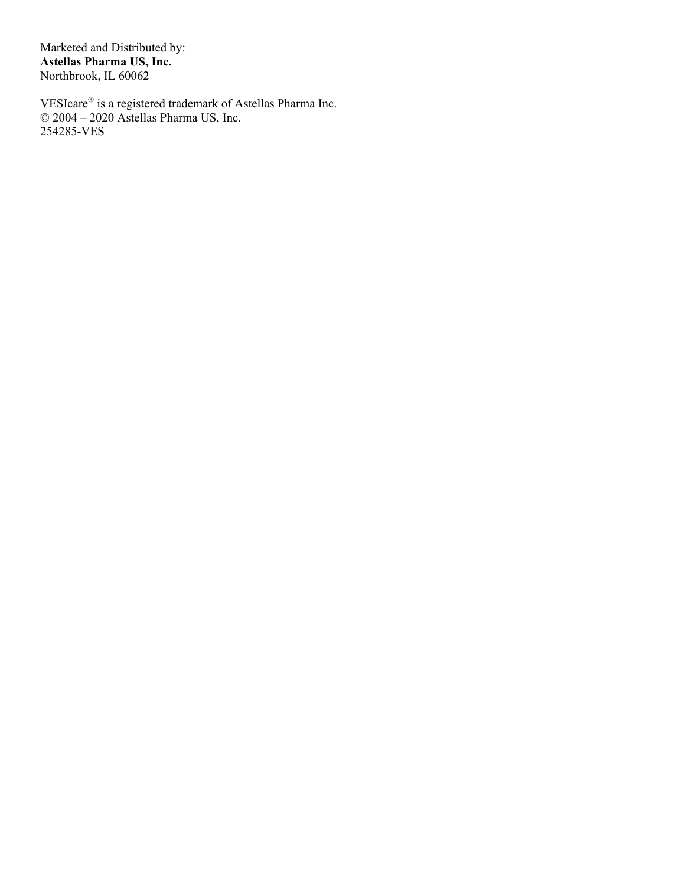Marketed and Distributed by:
**Astellas Pharma US, Inc.**
Northbrook, IL 60062

VESIcare® is a registered trademark of Astellas Pharma Inc.
© 2004 – 2020 Astellas Pharma US, Inc.
254285-VES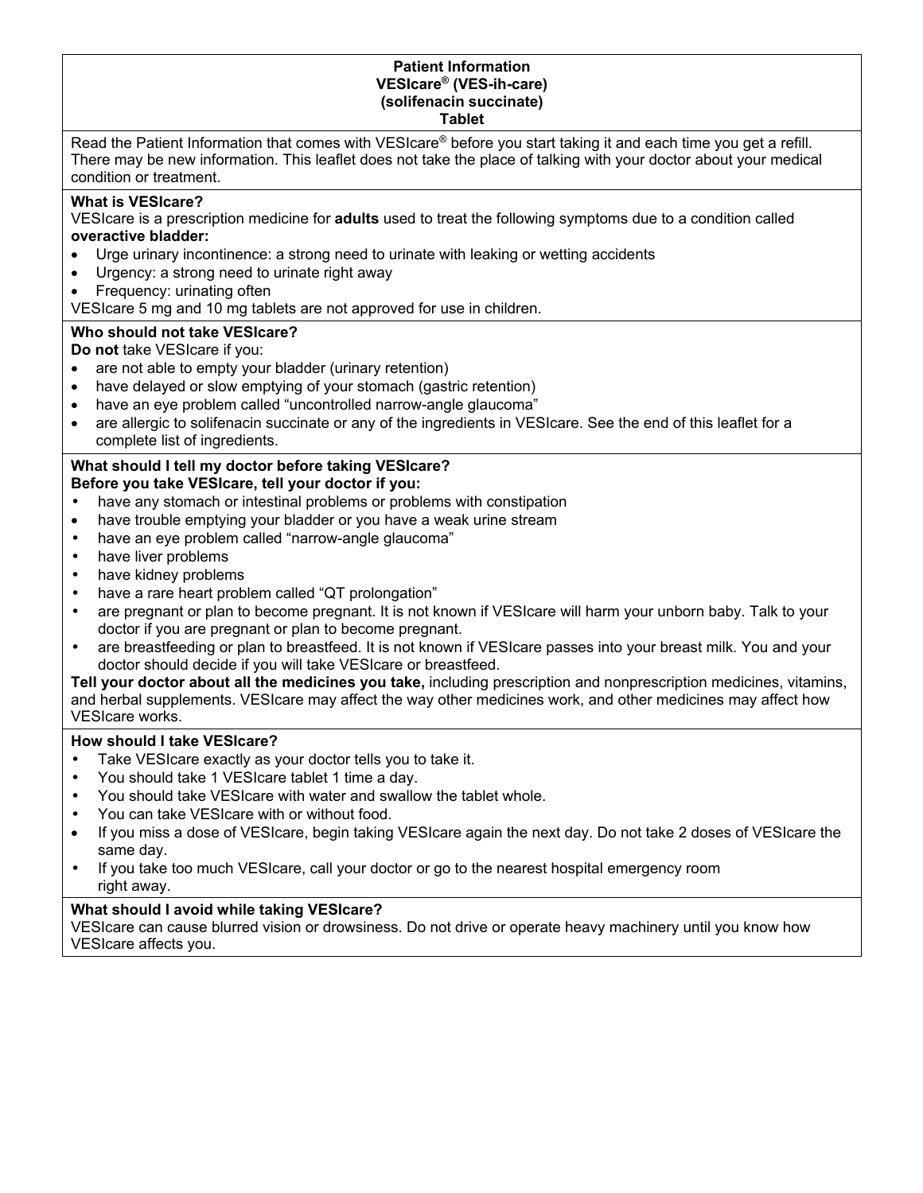# Patient Information
## VESIcare® (VES-ih-care)
## (solifenacin succinate)
## Tablet

Read the Patient Information that comes with VESIcare® before you start taking it and each time you get a refill. There may be new information. This leaflet does not take the place of talking with your doctor about your medical condition or treatment.

**What is VESIcare?**

VESIcare is a prescription medicine for **adults** used to treat the following symptoms due to a condition called **overactive bladder:**

- Urge urinary incontinence: a strong need to urinate with leaking or wetting accidents
- Urgency: a strong need to urinate right away
- Frequency: urinating often

VESIcare 5 mg and 10 mg tablets are not approved for use in children.

**Who should not take VESIcare?**

**Do not** take VESIcare if you:

- are not able to empty your bladder (urinary retention)
- have delayed or slow emptying of your stomach (gastric retention)
- have an eye problem called "uncontrolled narrow-angle glaucoma"
- are allergic to solifenacin succinate or any of the ingredients in VESIcare. See the end of this leaflet for a complete list of ingredients.

**What should I tell my doctor before taking VESIcare?**

**Before you take VESIcare, tell your doctor if you:**

- have any stomach or intestinal problems or problems with constipation
- have trouble emptying your bladder or you have a weak urine stream
- have an eye problem called "narrow-angle glaucoma"
- have liver problems
- have kidney problems
- have a rare heart problem called "QT prolongation"
- are pregnant or plan to become pregnant. It is not known if VESIcare will harm your unborn baby. Talk to your doctor if you are pregnant or plan to become pregnant.
- are breastfeeding or plan to breastfeed. It is not known if VESIcare passes into your breast milk. You and your doctor should decide if you will take VESIcare or breastfeed.

**Tell your doctor about all the medicines you take,** including prescription and nonprescription medicines, vitamins, and herbal supplements. VESIcare may affect the way other medicines work, and other medicines may affect how VESIcare works.

**How should I take VESIcare?**

- Take VESIcare exactly as your doctor tells you to take it.
- You should take 1 VESIcare tablet 1 time a day.
- You should take VESIcare with water and swallow the tablet whole.
- You can take VESIcare with or without food.
- If you miss a dose of VESIcare, begin taking VESIcare again the next day. Do not take 2 doses of VESIcare the same day.
- If you take too much VESIcare, call your doctor or go to the nearest hospital emergency room right away.

**What should I avoid while taking VESIcare?**

VESIcare can cause blurred vision or drowsiness. Do not drive or operate heavy machinery until you know how VESIcare affects you.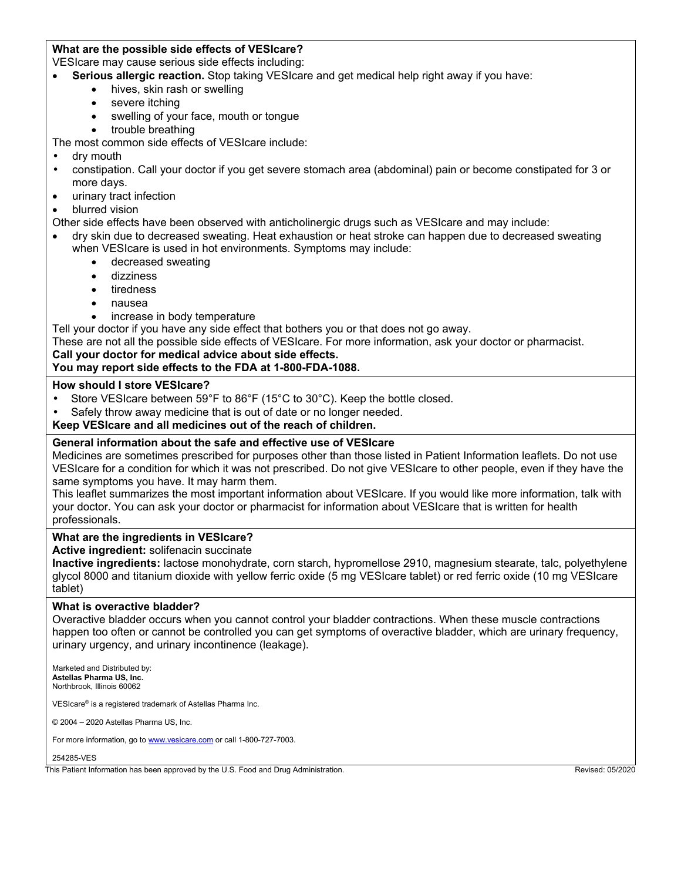**What are the possible side effects of VESIcare?**

VESIcare may cause serious side effects including:

- **Serious allergic reaction.** Stop taking VESIcare and get medical help right away if you have:
  - hives, skin rash or swelling
  - severe itching
  - swelling of your face, mouth or tongue
  - trouble breathing

The most common side effects of VESIcare include:

- dry mouth
- constipation. Call your doctor if you get severe stomach area (abdominal) pain or become constipated for 3 or more days.
- urinary tract infection
- blurred vision

Other side effects have been observed with anticholinergic drugs such as VESIcare and may include:

- dry skin due to decreased sweating. Heat exhaustion or heat stroke can happen due to decreased sweating when VESIcare is used in hot environments. Symptoms may include:
  - decreased sweating
  - dizziness
  - tiredness
  - nausea
  - increase in body temperature

Tell your doctor if you have any side effect that bothers you or that does not go away.

These are not all the possible side effects of VESIcare. For more information, ask your doctor or pharmacist.

**Call your doctor for medical advice about side effects.**

**You may report side effects to the FDA at 1-800-FDA-1088.**

**How should I store VESIcare?**

- Store VESIcare between 59°F to 86°F (15°C to 30°C). Keep the bottle closed.
- Safely throw away medicine that is out of date or no longer needed.

**Keep VESIcare and all medicines out of the reach of children.**

**General information about the safe and effective use of VESIcare**

Medicines are sometimes prescribed for purposes other than those listed in Patient Information leaflets. Do not use VESIcare for a condition for which it was not prescribed. Do not give VESIcare to other people, even if they have the same symptoms you have. It may harm them.

This leaflet summarizes the most important information about VESIcare. If you would like more information, talk with your doctor. You can ask your doctor or pharmacist for information about VESIcare that is written for health professionals.

**What are the ingredients in VESIcare?**

**Active ingredient:** solifenacin succinate

**Inactive ingredients:** lactose monohydrate, corn starch, hypromellose 2910, magnesium stearate, talc, polyethylene glycol 8000 and titanium dioxide with yellow ferric oxide (5 mg VESIcare tablet) or red ferric oxide (10 mg VESIcare tablet)

**What is overactive bladder?**

Overactive bladder occurs when you cannot control your bladder contractions. When these muscle contractions happen too often or cannot be controlled you can get symptoms of overactive bladder, which are urinary frequency, urinary urgency, and urinary incontinence (leakage).

Marketed and Distributed by:
**Astellas Pharma US, Inc.**
Northbrook, Illinois 60062

VESIcare® is a registered trademark of Astellas Pharma Inc.

© 2004 – 2020 Astellas Pharma US, Inc.

For more information, go to www.vesicare.com or call 1-800-727-7003.

254285-VES

This Patient Information has been approved by the U.S. Food and Drug Administration. Revised: 05/2020